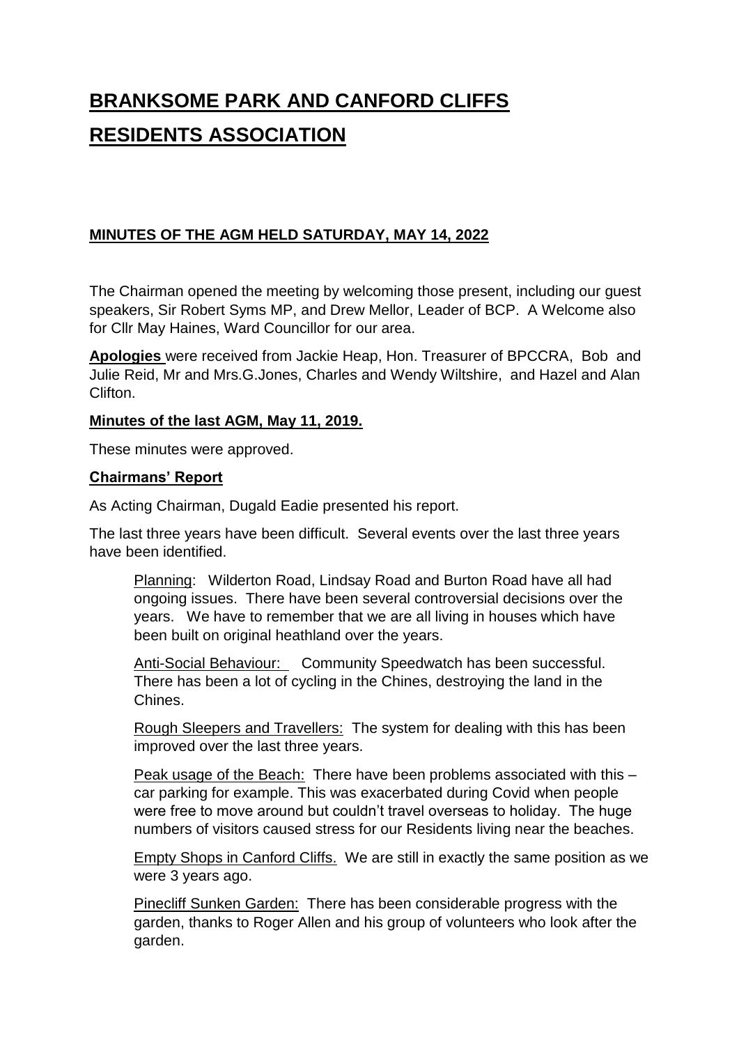# BRANKSOME PARK AND CANFORD CLIFFS RESIDENTS ASSOCIATION

## MINUTES OF THE AGM HELD SATURDAY, MAY 14, 2022

The Chairman opened the meeting by welcoming those present, including our guest speakers, Sir Robert Syms MP, and Drew Mellor, Leader of BCP. A Welcome also for Cllr May Haines, Ward Councillor for our area.

**Apologies** were received from Jackie Heap, Hon. Treasurer of BPCCRA, Bob and Julie Reid, Mr and Mrs.G.Jones, Charles and Wendy Wiltshire, and Hazel and Alan Clifton.

**Minutes of the last AGM, May 11, 2019.**

These minutes were approved.

**Chairmans' Report**

As Acting Chairman, Dugald Eadie presented his report.

The last three years have been difficult. Several events over the last three years have been identified.

Planning: Wilderton Road, Lindsay Road and Burton Road have all had ongoing issues. There have been several controversial decisions over the years. We have to remember that we are all living in houses which have been built on original heathland over the years.

Anti-Social Behaviour: Community Speedwatch has been successful. There has been a lot of cycling in the Chines, destroying the land in the Chines.

Rough Sleepers and Travellers: The system for dealing with this has been improved over the last three years.

Peak usage of the Beach: There have been problems associated with this – car parking for example. This was exacerbated during Covid when people were free to move around but couldn't travel overseas to holiday. The huge numbers of visitors caused stress for our Residents living near the beaches.

Empty Shops in Canford Cliffs. We are still in exactly the same position as we were 3 years ago.

Pinecliff Sunken Garden: There has been considerable progress with the garden, thanks to Roger Allen and his group of volunteers who look after the garden.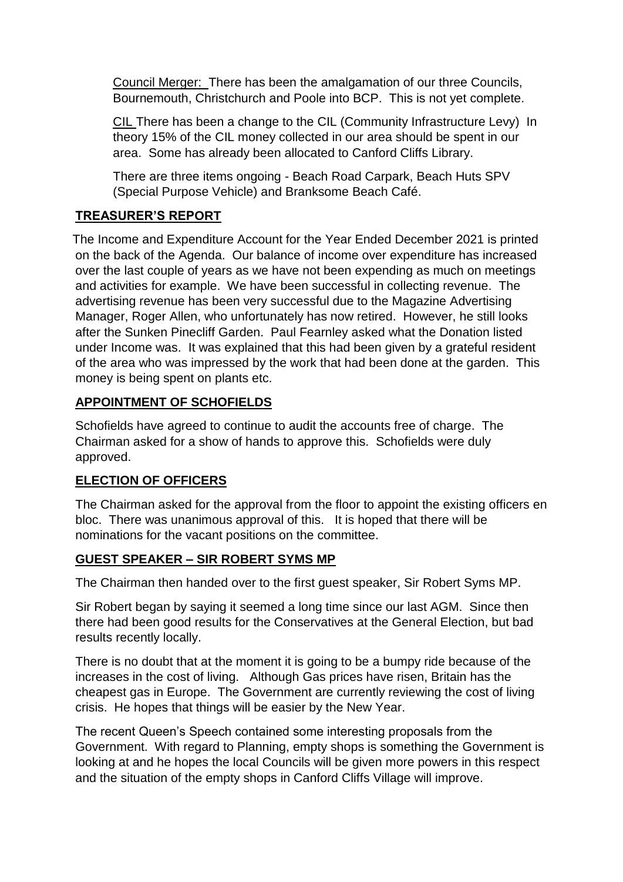<u>Council Merger:</u> There has been the amalgamation of our three Councils, Bournemouth, Christchurch and Poole into BCP. This is not yet complete.

<u>CIL</u> There has been a change to the CIL (Community Infrastructure Levy) In theory 15% of the CIL money collected in our area should be spent in our area. Some has already been allocated to Canford Cliffs Library.

There are three items ongoing - Beach Road Carpark, Beach Huts SPV (Special Purpose Vehicle) and Branksome Beach Café.

## TREASURER'S REPORT

The Income and Expenditure Account for the Year Ended December 2021 is printed on the back of the Agenda. Our balance of income over expenditure has increased over the last couple of years as we have not been expending as much on meetings and activities for example. We have been successful in collecting revenue. The advertising revenue has been very successful due to the Magazine Advertising Manager, Roger Allen, who unfortunately has now retired. However, he still looks after the Sunken Pinecliff Garden. Paul Fearnley asked what the Donation listed under Income was. It was explained that this had been given by a grateful resident of the area who was impressed by the work that had been done at the garden. This money is being spent on plants etc.

## APPOINTMENT OF SCHOFIELDS

Schofields have agreed to continue to audit the accounts free of charge. The Chairman asked for a show of hands to approve this. Schofields were duly approved.

## ELECTION OF OFFICERS

The Chairman asked for the approval from the floor to appoint the existing officers en bloc. There was unanimous approval of this. It is hoped that there will be nominations for the vacant positions on the committee.

## GUEST SPEAKER – SIR ROBERT SYMS MP

The Chairman then handed over to the first guest speaker, Sir Robert Syms MP.

Sir Robert began by saying it seemed a long time since our last AGM. Since then there had been good results for the Conservatives at the General Election, but bad results recently locally.

There is no doubt that at the moment it is going to be a bumpy ride because of the increases in the cost of living. Although Gas prices have risen, Britain has the cheapest gas in Europe. The Government are currently reviewing the cost of living crisis. He hopes that things will be easier by the New Year.

The recent Queen's Speech contained some interesting proposals from the Government. With regard to Planning, empty shops is something the Government is looking at and he hopes the local Councils will be given more powers in this respect and the situation of the empty shops in Canford Cliffs Village will improve.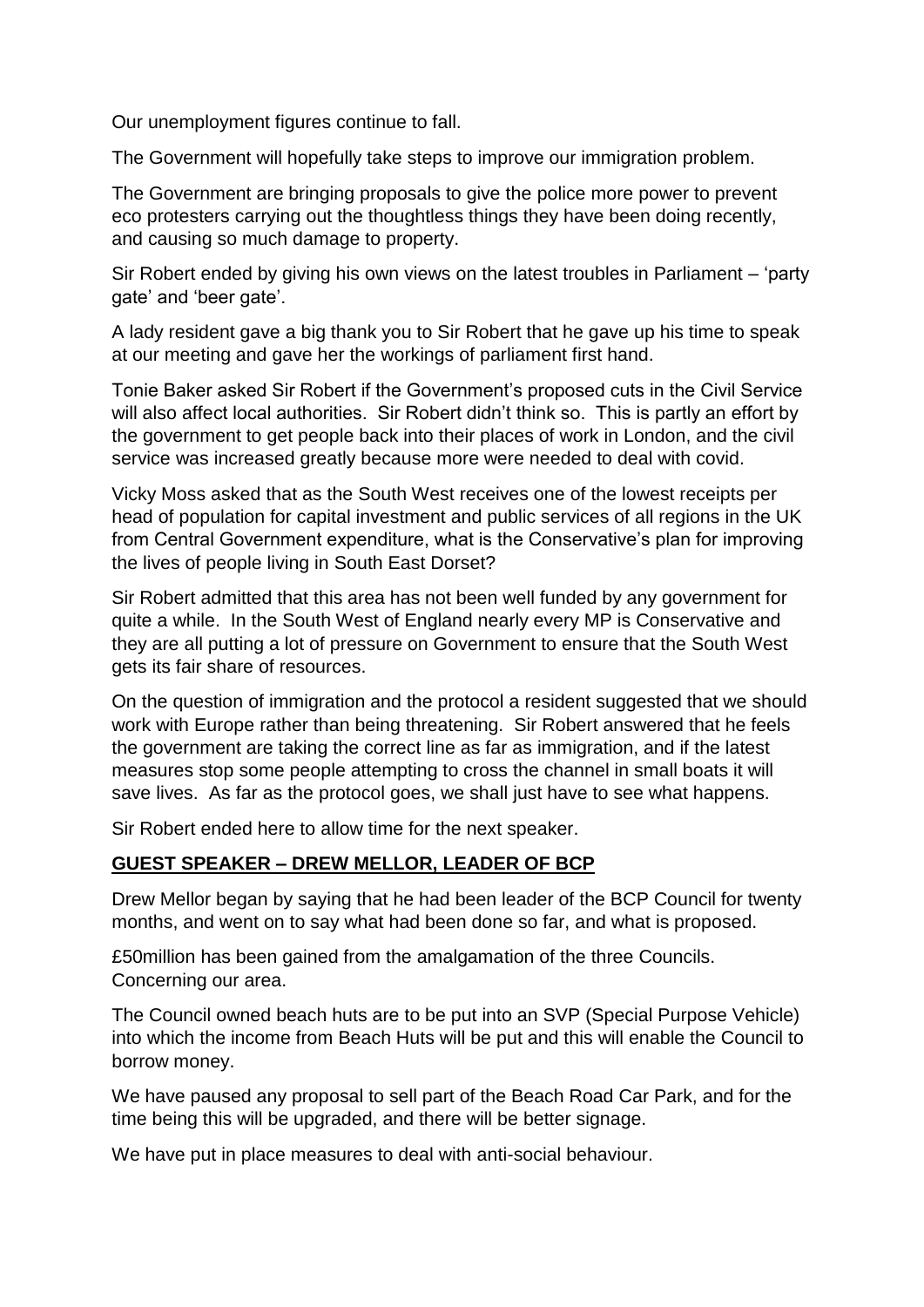Our unemployment figures continue to fall.

The Government will hopefully take steps to improve our immigration problem.

The Government are bringing proposals to give the police more power to prevent eco protesters carrying out the thoughtless things they have been doing recently, and causing so much damage to property.

Sir Robert ended by giving his own views on the latest troubles in Parliament – 'party gate' and 'beer gate'.

A lady resident gave a big thank you to Sir Robert that he gave up his time to speak at our meeting and gave her the workings of parliament first hand.

Tonie Baker asked Sir Robert if the Government's proposed cuts in the Civil Service will also affect local authorities. Sir Robert didn't think so. This is partly an effort by the government to get people back into their places of work in London, and the civil service was increased greatly because more were needed to deal with covid.

Vicky Moss asked that as the South West receives one of the lowest receipts per head of population for capital investment and public services of all regions in the UK from Central Government expenditure, what is the Conservative's plan for improving the lives of people living in South East Dorset?

Sir Robert admitted that this area has not been well funded by any government for quite a while. In the South West of England nearly every MP is Conservative and they are all putting a lot of pressure on Government to ensure that the South West gets its fair share of resources.

On the question of immigration and the protocol a resident suggested that we should work with Europe rather than being threatening. Sir Robert answered that he feels the government are taking the correct line as far as immigration, and if the latest measures stop some people attempting to cross the channel in small boats it will save lives. As far as the protocol goes, we shall just have to see what happens.

Sir Robert ended here to allow time for the next speaker.

## **GUEST SPEAKER – DREW MELLOR, LEADER OF BCP**

Drew Mellor began by saying that he had been leader of the BCP Council for twenty months, and went on to say what had been done so far, and what is proposed.

£50million has been gained from the amalgamation of the three Councils. Concerning our area.

The Council owned beach huts are to be put into an SVP (Special Purpose Vehicle) into which the income from Beach Huts will be put and this will enable the Council to borrow money.

We have paused any proposal to sell part of the Beach Road Car Park, and for the time being this will be upgraded, and there will be better signage.

We have put in place measures to deal with anti-social behaviour.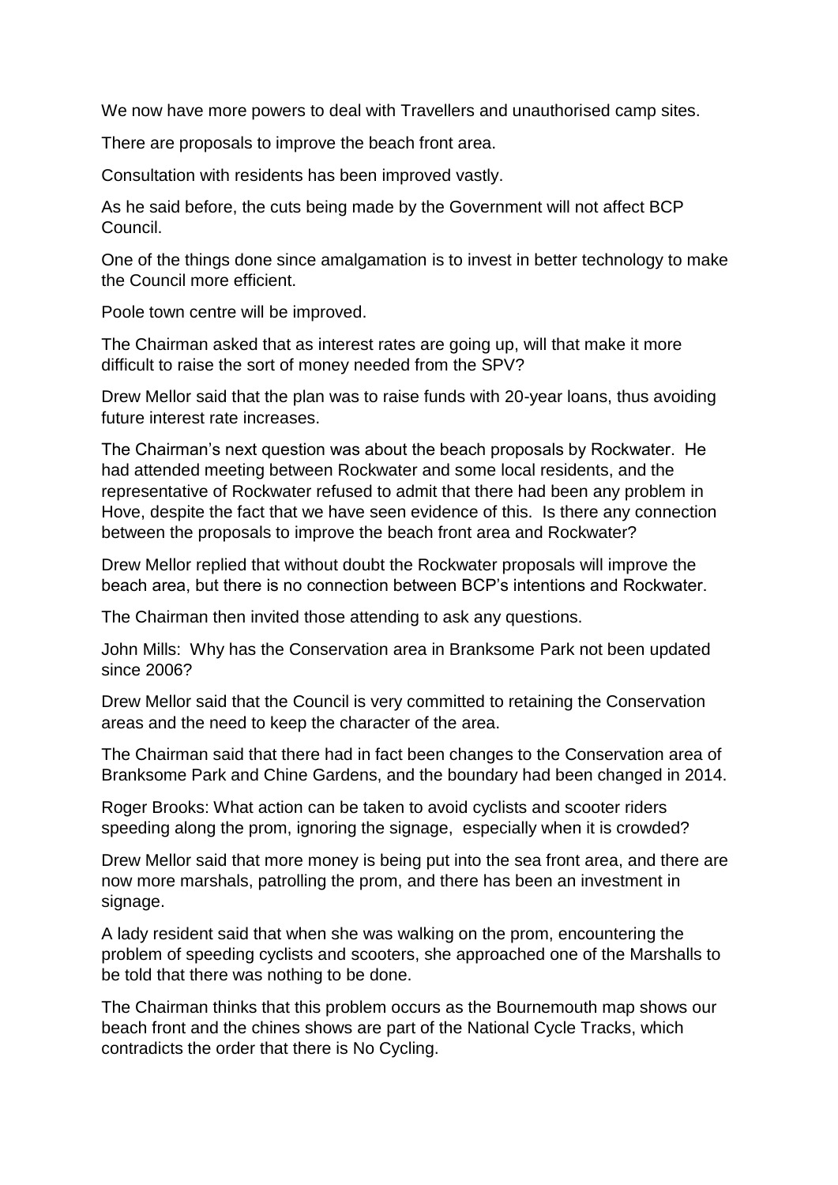We now have more powers to deal with Travellers and unauthorised camp sites.

There are proposals to improve the beach front area.

Consultation with residents has been improved vastly.

As he said before, the cuts being made by the Government will not affect BCP Council.

One of the things done since amalgamation is to invest in better technology to make the Council more efficient.

Poole town centre will be improved.

The Chairman asked that as interest rates are going up, will that make it more difficult to raise the sort of money needed from the SPV?

Drew Mellor said that the plan was to raise funds with 20-year loans, thus avoiding future interest rate increases.

The Chairman's next question was about the beach proposals by Rockwater. He had attended meeting between Rockwater and some local residents, and the representative of Rockwater refused to admit that there had been any problem in Hove, despite the fact that we have seen evidence of this. Is there any connection between the proposals to improve the beach front area and Rockwater?

Drew Mellor replied that without doubt the Rockwater proposals will improve the beach area, but there is no connection between BCP's intentions and Rockwater.

The Chairman then invited those attending to ask any questions.

John Mills: Why has the Conservation area in Branksome Park not been updated since 2006?

Drew Mellor said that the Council is very committed to retaining the Conservation areas and the need to keep the character of the area.

The Chairman said that there had in fact been changes to the Conservation area of Branksome Park and Chine Gardens, and the boundary had been changed in 2014.

Roger Brooks: What action can be taken to avoid cyclists and scooter riders speeding along the prom, ignoring the signage, especially when it is crowded?

Drew Mellor said that more money is being put into the sea front area, and there are now more marshals, patrolling the prom, and there has been an investment in signage.

A lady resident said that when she was walking on the prom, encountering the problem of speeding cyclists and scooters, she approached one of the Marshalls to be told that there was nothing to be done.

The Chairman thinks that this problem occurs as the Bournemouth map shows our beach front and the chines shows are part of the National Cycle Tracks, which contradicts the order that there is No Cycling.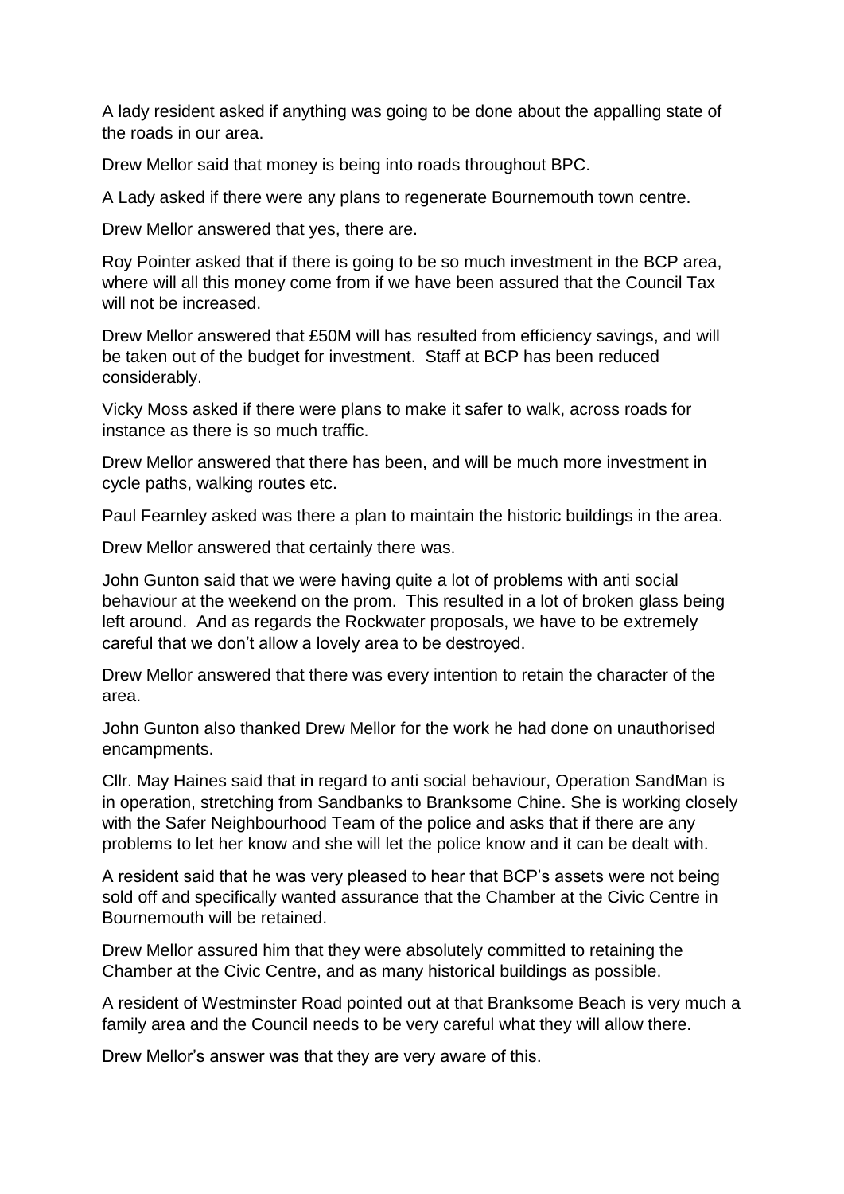A lady resident asked if anything was going to be done about the appalling state of the roads in our area.

Drew Mellor said that money is being into roads throughout BPC.

A Lady asked if there were any plans to regenerate Bournemouth town centre.

Drew Mellor answered that yes, there are.

Roy Pointer asked that if there is going to be so much investment in the BCP area, where will all this money come from if we have been assured that the Council Tax will not be increased.

Drew Mellor answered that £50M will has resulted from efficiency savings, and will be taken out of the budget for investment. Staff at BCP has been reduced considerably.

Vicky Moss asked if there were plans to make it safer to walk, across roads for instance as there is so much traffic.

Drew Mellor answered that there has been, and will be much more investment in cycle paths, walking routes etc.

Paul Fearnley asked was there a plan to maintain the historic buildings in the area.

Drew Mellor answered that certainly there was.

John Gunton said that we were having quite a lot of problems with anti social behaviour at the weekend on the prom. This resulted in a lot of broken glass being left around. And as regards the Rockwater proposals, we have to be extremely careful that we don't allow a lovely area to be destroyed.

Drew Mellor answered that there was every intention to retain the character of the area.

John Gunton also thanked Drew Mellor for the work he had done on unauthorised encampments.

Cllr. May Haines said that in regard to anti social behaviour, Operation SandMan is in operation, stretching from Sandbanks to Branksome Chine. She is working closely with the Safer Neighbourhood Team of the police and asks that if there are any problems to let her know and she will let the police know and it can be dealt with.

A resident said that he was very pleased to hear that BCP's assets were not being sold off and specifically wanted assurance that the Chamber at the Civic Centre in Bournemouth will be retained.

Drew Mellor assured him that they were absolutely committed to retaining the Chamber at the Civic Centre, and as many historical buildings as possible.

A resident of Westminster Road pointed out at that Branksome Beach is very much a family area and the Council needs to be very careful what they will allow there.

Drew Mellor's answer was that they are very aware of this.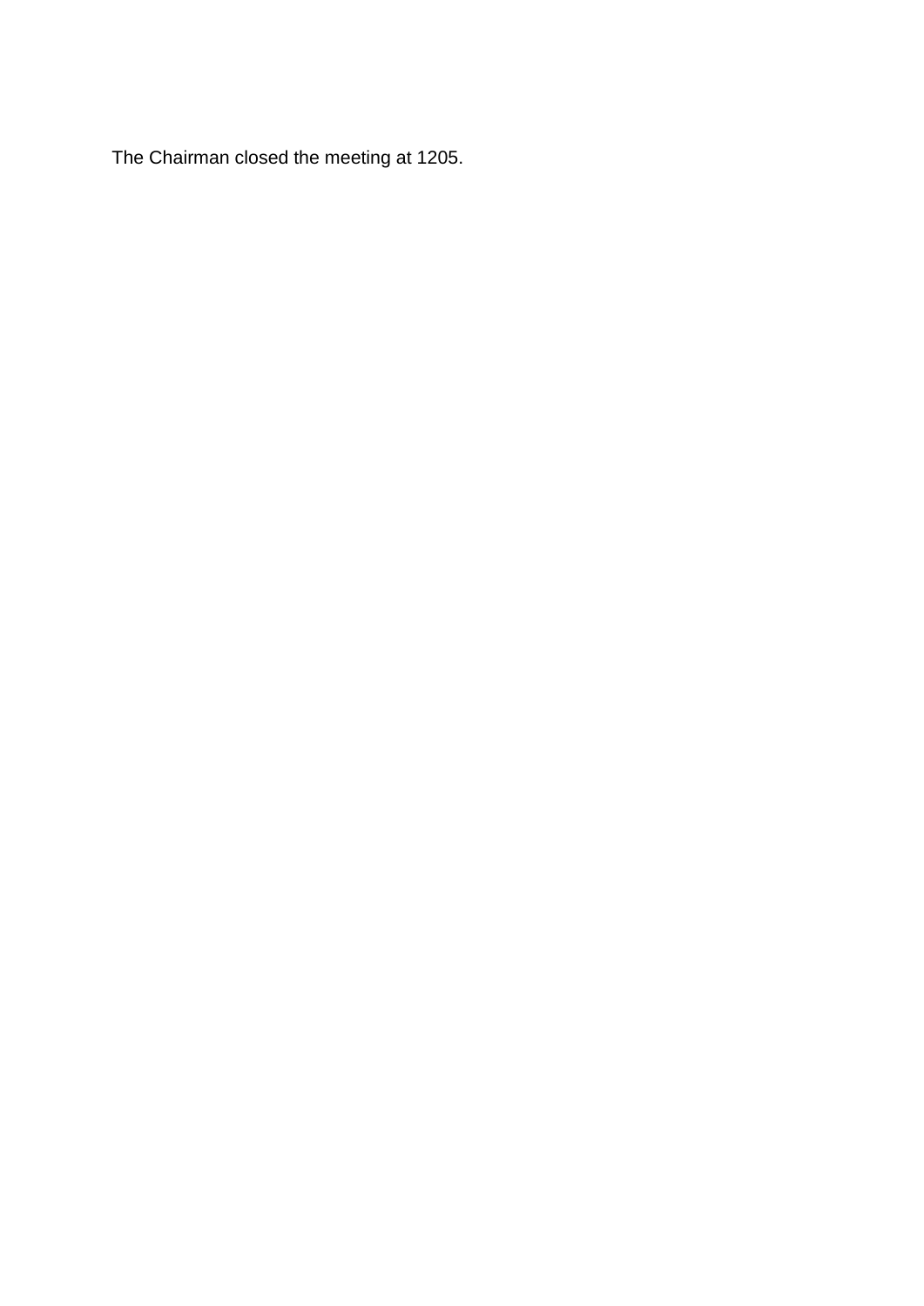The Chairman closed the meeting at 1205.